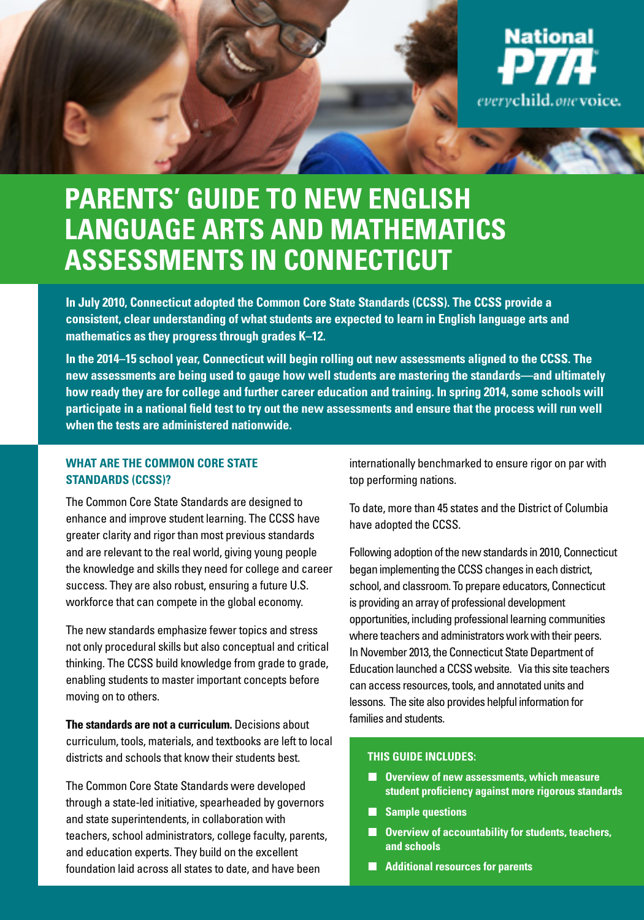National PTA

everychild. onevoice.

# PARENTS' GUIDE TO NEW ENGLISH LANGUAGE ARTS AND MATHEMATICS ASSESSMENTS IN CONNECTICUT

**In July 2010, Connecticut adopted the Common Core State Standards (CCSS). The CCSS provide a consistent, clear understanding of what students are expected to learn in English language arts and mathematics as they progress through grades K–12.**

**In the 2014–15 school year, Connecticut will begin rolling out new assessments aligned to the CCSS. The new assessments are being used to gauge how well students are mastering the standards—and ultimately how ready they are for college and further career education and training. In spring 2014, some schools will participate in a national field test to try out the new assessments and ensure that the process will run well when the tests are administered nationwide.**

## WHAT ARE THE COMMON CORE STATE STANDARDS (CCSS)?

The Common Core State Standards are designed to enhance and improve student learning. The CCSS have greater clarity and rigor than most previous standards and are relevant to the real world, giving young people the knowledge and skills they need for college and career success. They are also robust, ensuring a future U.S. workforce that can compete in the global economy.

The new standards emphasize fewer topics and stress not only procedural skills but also conceptual and critical thinking. The CCSS build knowledge from grade to grade, enabling students to master important concepts before moving on to others.

**The standards are not a curriculum.** Decisions about curriculum, tools, materials, and textbooks are left to local districts and schools that know their students best.

The Common Core State Standards were developed through a state-led initiative, spearheaded by governors and state superintendents, in collaboration with teachers, school administrators, college faculty, parents, and education experts. They build on the excellent foundation laid across all states to date, and have been internationally benchmarked to ensure rigor on par with top performing nations.

To date, more than 45 states and the District of Columbia have adopted the CCSS.

Following adoption of the new standards in 2010, Connecticut began implementing the CCSS changes in each district, school, and classroom. To prepare educators, Connecticut is providing an array of professional development opportunities, including professional learning communities where teachers and administrators work with their peers. In November 2013, the Connecticut State Department of Education launched a CCSS website. Via this site teachers can access resources, tools, and annotated units and lessons. The site also provides helpful information for families and students.

### THIS GUIDE INCLUDES:

- **Overview of new assessments, which measure student proficiency against more rigorous standards**
- **Sample questions**
- **Overview of accountability for students, teachers, and schools**
- **Additional resources for parents**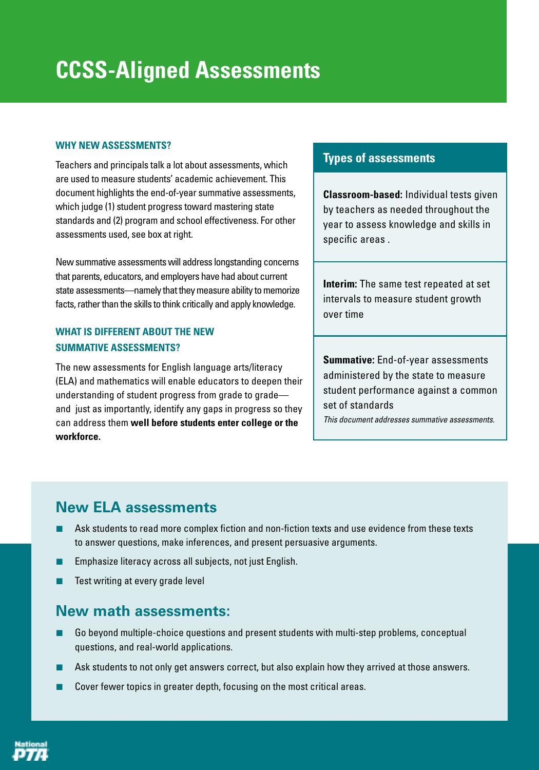# CCSS-Aligned Assessments

### WHY NEW ASSESSMENTS?

Teachers and principals talk a lot about assessments, which are used to measure students' academic achievement. This document highlights the end-of-year summative assessments, which judge (1) student progress toward mastering state standards and (2) program and school effectiveness. For other assessments used, see box at right.

New summative assessments will address longstanding concerns that parents, educators, and employers have had about current state assessments—namely that they measure ability to memorize facts, rather than the skills to think critically and apply knowledge.

### WHAT IS DIFFERENT ABOUT THE NEW SUMMATIVE ASSESSMENTS?

The new assessments for English language arts/literacy (ELA) and mathematics will enable educators to deepen their understanding of student progress from grade to grade—and just as importantly, identify any gaps in progress so they can address them **well before students enter college or the workforce.**

## Types of assessments

**Classroom-based:** Individual tests given by teachers as needed throughout the year to assess knowledge and skills in specific areas .

**Interim:** The same test repeated at set intervals to measure student growth over time

**Summative:** End-of-year assessments administered by the state to measure student performance against a common set of standards

*This document addresses summative assessments.*

## New ELA assessments

- Ask students to read more complex fiction and non-fiction texts and use evidence from these texts to answer questions, make inferences, and present persuasive arguments.
- Emphasize literacy across all subjects, not just English.
- Test writing at every grade level

## New math assessments:

- Go beyond multiple-choice questions and present students with multi-step problems, conceptual questions, and real-world applications.
- Ask students to not only get answers correct, but also explain how they arrived at those answers.
- Cover fewer topics in greater depth, focusing on the most critical areas.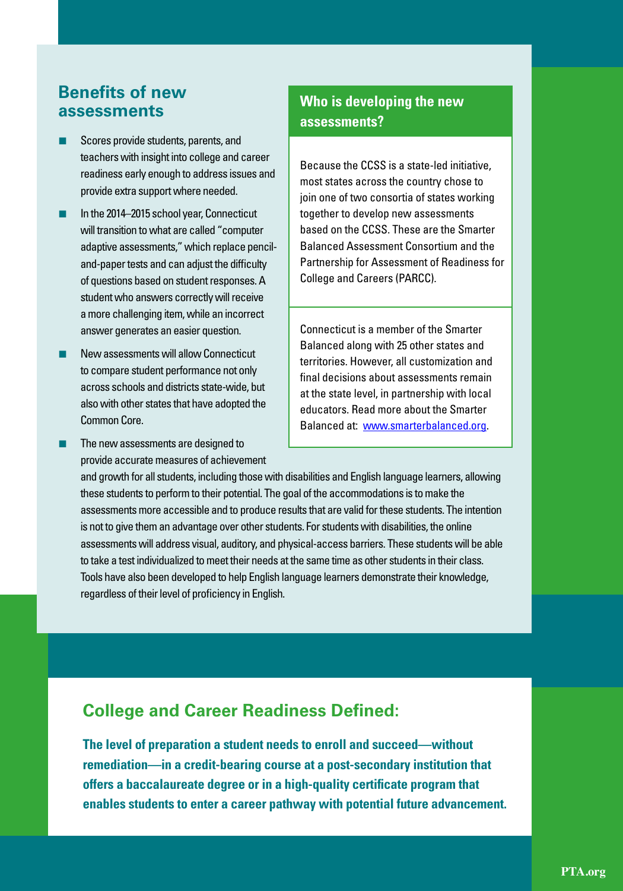## Benefits of new assessments

- Scores provide students, parents, and teachers with insight into college and career readiness early enough to address issues and provide extra support where needed.
- In the 2014–2015 school year, Connecticut will transition to what are called "computer adaptive assessments," which replace pencil-and-paper tests and can adjust the difficulty of questions based on student responses. A student who answers correctly will receive a more challenging item, while an incorrect answer generates an easier question.
- New assessments will allow Connecticut to compare student performance not only across schools and districts state-wide, but also with other states that have adopted the Common Core.
- The new assessments are designed to provide accurate measures of achievement and growth for all students, including those with disabilities and English language learners, allowing these students to perform to their potential. The goal of the accommodations is to make the assessments more accessible and to produce results that are valid for these students. The intention is not to give them an advantage over other students. For students with disabilities, the online assessments will address visual, auditory, and physical-access barriers. These students will be able to take a test individualized to meet their needs at the same time as other students in their class. Tools have also been developed to help English language learners demonstrate their knowledge, regardless of their level of proficiency in English.

## Who is developing the new assessments?

Because the CCSS is a state-led initiative, most states across the country chose to join one of two consortia of states working together to develop new assessments based on the CCSS. These are the Smarter Balanced Assessment Consortium and the Partnership for Assessment of Readiness for College and Careers (PARCC).

Connecticut is a member of the Smarter Balanced along with 25 other states and territories. However, all customization and final decisions about assessments remain at the state level, in partnership with local educators. Read more about the Smarter Balanced at: www.smarterbalanced.org.

## College and Career Readiness Defined:

**The level of preparation a student needs to enroll and succeed—without remediation—in a credit-bearing course at a post-secondary institution that offers a baccalaureate degree or in a high-quality certificate program that enables students to enter a career pathway with potential future advancement.**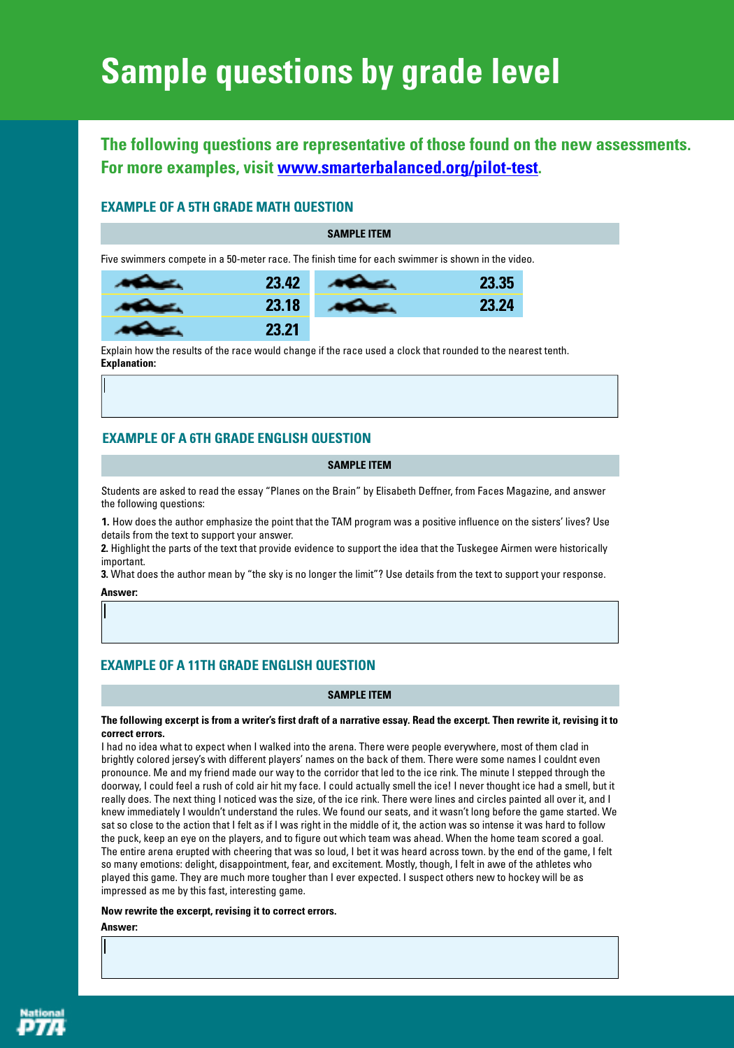# Sample questions by grade level

**The following questions are representative of those found on the new assessments. For more examples, visit [www.smarterbalanced.org/pilot-test](www.smarterbalanced.org/pilot-test).**

### EXAMPLE OF A 5TH GRADE MATH QUESTION

**SAMPLE ITEM**

Five swimmers compete in a 50-meter race. The finish time for each swimmer is shown in the video.

| Swimmer | Time |
|---|---|
| | 23.42 |
| | 23.18 |
| | 23.21 |
| | 23.35 |
| | 23.24 |

Explain how the results of the race would change if the race used a clock that rounded to the nearest tenth.

**Explanation:**

### EXAMPLE OF A 6TH GRADE ENGLISH QUESTION

**SAMPLE ITEM**

Students are asked to read the essay "Planes on the Brain" by Elisabeth Deffner, from Faces Magazine, and answer the following questions:

**1.** How does the author emphasize the point that the TAM program was a positive influence on the sisters' lives? Use details from the text to support your answer.

**2.** Highlight the parts of the text that provide evidence to support the idea that the Tuskegee Airmen were historically important.

**3.** What does the author mean by "the sky is no longer the limit"? Use details from the text to support your response.

**Answer:**

### EXAMPLE OF A 11TH GRADE ENGLISH QUESTION

**SAMPLE ITEM**

**The following excerpt is from a writer's first draft of a narrative essay. Read the excerpt. Then rewrite it, revising it to correct errors.**

I had no idea what to expect when I walked into the arena. There were people everywhere, most of them clad in brightly colored jersey's with different players' names on the back of them. There were some names I couldnt even pronounce. Me and my friend made our way to the corridor that led to the ice rink. The minute I stepped through the doorway, I could feel a rush of cold air hit my face. I could actually smell the ice! I never thought ice had a smell, but it really does. The next thing I noticed was the size, of the ice rink. There were lines and circles painted all over it, and I knew immediately I wouldn't understand the rules. We found our seats, and it wasn't long before the game started. We sat so close to the action that I felt as if I was right in the middle of it, the action was so intense it was hard to follow the puck, keep an eye on the players, and to figure out which team was ahead. When the home team scored a goal. The entire arena erupted with cheering that was so loud, I bet it was heard across town. by the end of the game, I felt so many emotions: delight, disappointment, fear, and excitement. Mostly, though, I felt in awe of the athletes who played this game. They are much more tougher than I ever expected. I suspect others new to hockey will be as impressed as me by this fast, interesting game.

**Now rewrite the excerpt, revising it to correct errors.**

**Answer:**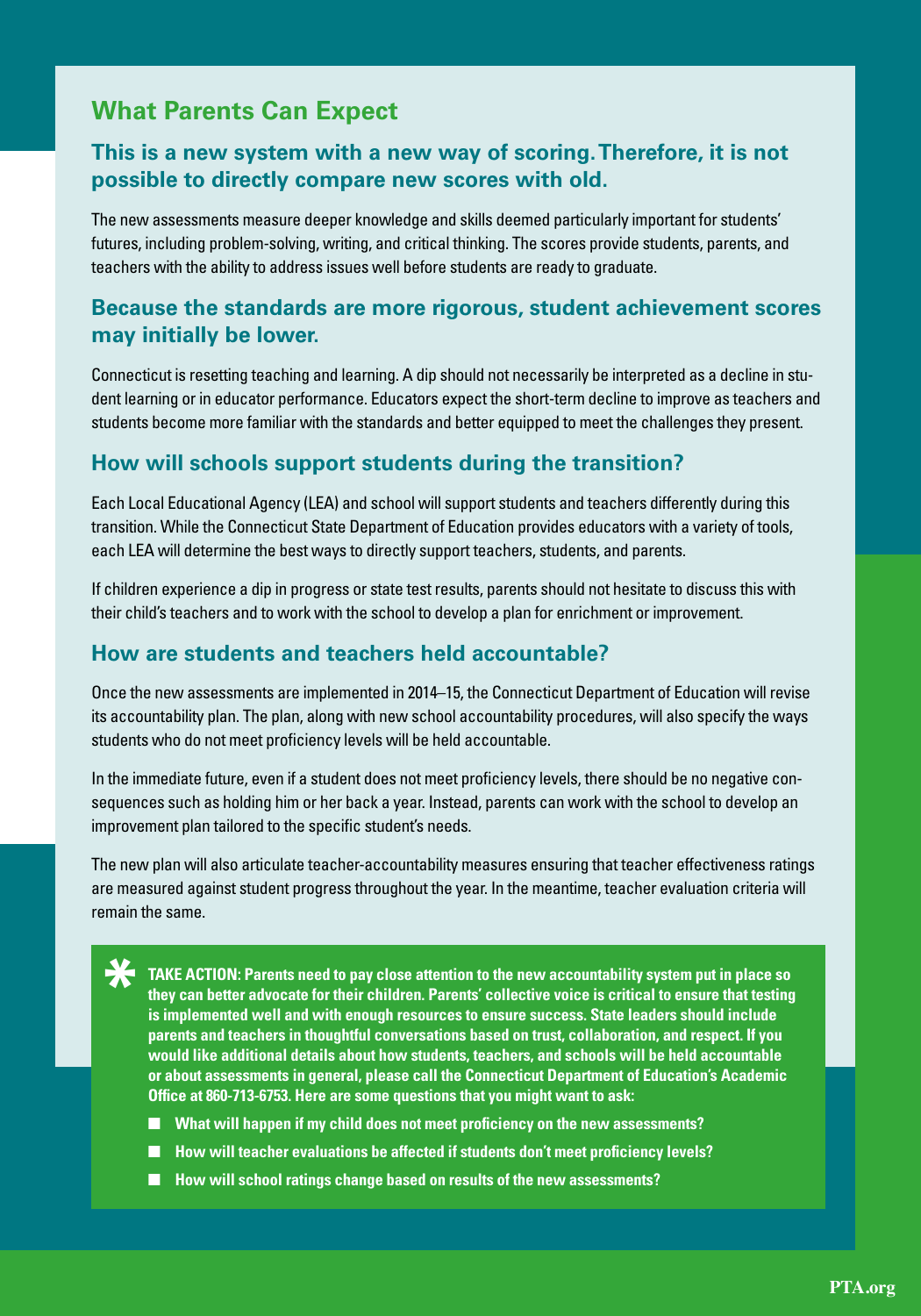## What Parents Can Expect

### This is a new system with a new way of scoring. Therefore, it is not possible to directly compare new scores with old.

The new assessments measure deeper knowledge and skills deemed particularly important for students' futures, including problem-solving, writing, and critical thinking. The scores provide students, parents, and teachers with the ability to address issues well before students are ready to graduate.

### Because the standards are more rigorous, student achievement scores may initially be lower.

Connecticut is resetting teaching and learning. A dip should not necessarily be interpreted as a decline in student learning or in educator performance. Educators expect the short-term decline to improve as teachers and students become more familiar with the standards and better equipped to meet the challenges they present.

### How will schools support students during the transition?

Each Local Educational Agency (LEA) and school will support students and teachers differently during this transition. While the Connecticut State Department of Education provides educators with a variety of tools, each LEA will determine the best ways to directly support teachers, students, and parents.

If children experience a dip in progress or state test results, parents should not hesitate to discuss this with their child's teachers and to work with the school to develop a plan for enrichment or improvement.

### How are students and teachers held accountable?

Once the new assessments are implemented in 2014–15, the Connecticut Department of Education will revise its accountability plan. The plan, along with new school accountability procedures, will also specify the ways students who do not meet proficiency levels will be held accountable.

In the immediate future, even if a student does not meet proficiency levels, there should be no negative consequences such as holding him or her back a year. Instead, parents can work with the school to develop an improvement plan tailored to the specific student's needs.

The new plan will also articulate teacher-accountability measures ensuring that teacher effectiveness ratings are measured against student progress throughout the year. In the meantime, teacher evaluation criteria will remain the same.

**TAKE ACTION: Parents need to pay close attention to the new accountability system put in place so they can better advocate for their children. Parents' collective voice is critical to ensure that testing is implemented well and with enough resources to ensure success. State leaders should include parents and teachers in thoughtful conversations based on trust, collaboration, and respect. If you would like additional details about how students, teachers, and schools will be held accountable or about assessments in general, please call the Connecticut Department of Education's Academic Office at 860-713-6753. Here are some questions that you might want to ask:**

- **What will happen if my child does not meet proficiency on the new assessments?**
- **How will teacher evaluations be affected if students don't meet proficiency levels?**
- **How will school ratings change based on results of the new assessments?**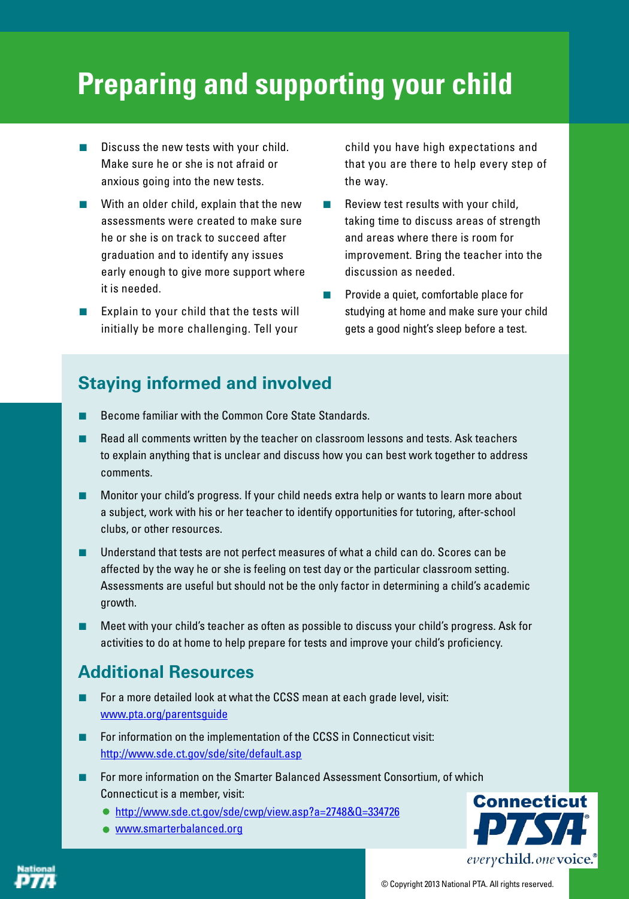# Preparing and supporting your child

- Discuss the new tests with your child. Make sure he or she is not afraid or anxious going into the new tests.
- With an older child, explain that the new assessments were created to make sure he or she is on track to succeed after graduation and to identify any issues early enough to give more support where it is needed.
- Explain to your child that the tests will initially be more challenging. Tell your child you have high expectations and that you are there to help every step of the way.
- Review test results with your child, taking time to discuss areas of strength and areas where there is room for improvement. Bring the teacher into the discussion as needed.
- Provide a quiet, comfortable place for studying at home and make sure your child gets a good night's sleep before a test.

## Staying informed and involved

- Become familiar with the Common Core State Standards.
- Read all comments written by the teacher on classroom lessons and tests. Ask teachers to explain anything that is unclear and discuss how you can best work together to address comments.
- Monitor your child's progress. If your child needs extra help or wants to learn more about a subject, work with his or her teacher to identify opportunities for tutoring, after-school clubs, or other resources.
- Understand that tests are not perfect measures of what a child can do. Scores can be affected by the way he or she is feeling on test day or the particular classroom setting. Assessments are useful but should not be the only factor in determining a child's academic growth.
- Meet with your child's teacher as often as possible to discuss your child's progress. Ask for activities to do at home to help prepare for tests and improve your child's proficiency.

## Additional Resources

- For a more detailed look at what the CCSS mean at each grade level, visit: www.pta.org/parentsguide
- For information on the implementation of the CCSS in Connecticut visit: http://www.sde.ct.gov/sde/site/default.asp
- For more information on the Smarter Balanced Assessment Consortium, of which Connecticut is a member, visit:
  - http://www.sde.ct.gov/sde/cwp/view.asp?a=2748&Q=334726
  - www.smarterbalanced.org

Connecticut PTSA
everychild. onevoice.®

National PTA

© Copyright 2013 National PTA. All rights reserved.